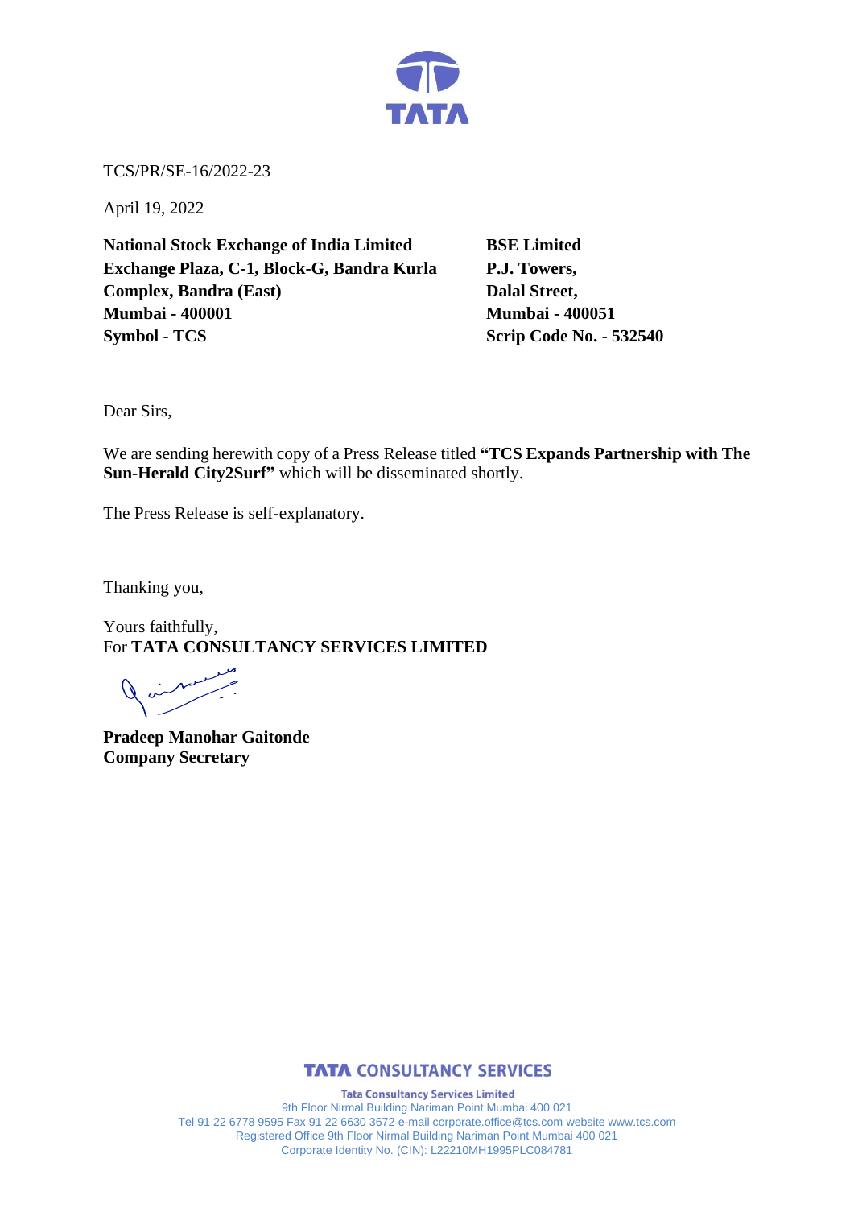TCS/PR/SE-16/2022-23

April 19, 2022

**National Stock Exchange of India Limited**
**Exchange Plaza, C-1, Block-G, Bandra Kurla Complex, Bandra (East)**
**Mumbai - 400001**
**Symbol - TCS**

**BSE Limited**
**P.J. Towers,**
**Dalal Street,**
**Mumbai - 400051**
**Scrip Code No. - 532540**

Dear Sirs,

We are sending herewith copy of a Press Release titled **"TCS Expands Partnership with The Sun-Herald City2Surf"** which will be disseminated shortly.

The Press Release is self-explanatory.

Thanking you,

Yours faithfully,
For **TATA CONSULTANCY SERVICES LIMITED**

**Pradeep Manohar Gaitonde**
**Company Secretary**

**TATA CONSULTANCY SERVICES**

**Tata Consultancy Services Limited**
9th Floor Nirmal Building Nariman Point Mumbai 400 021
Tel 91 22 6778 9595 Fax 91 22 6630 3672 e-mail corporate.office@tcs.com website www.tcs.com
Registered Office 9th Floor Nirmal Building Nariman Point Mumbai 400 021
Corporate Identity No. (CIN): L22210MH1995PLC084781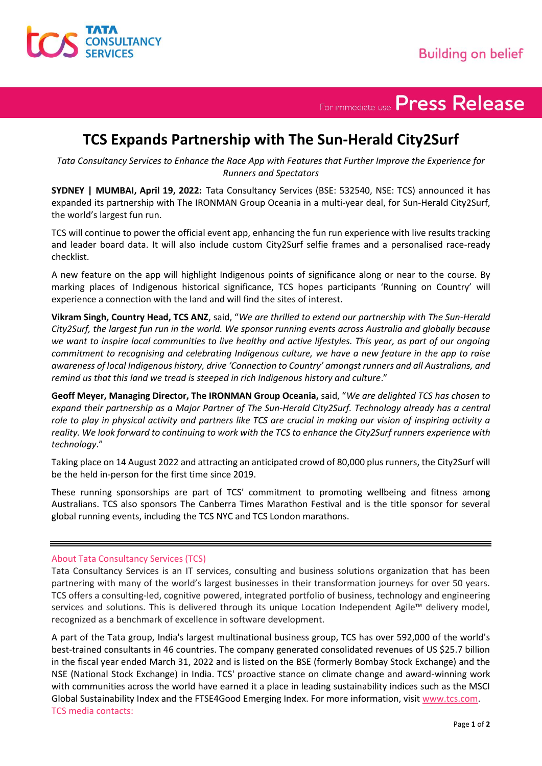# TCS Expands Partnership with The Sun-Herald City2Surf

*Tata Consultancy Services to Enhance the Race App with Features that Further Improve the Experience for Runners and Spectators*

**SYDNEY | MUMBAI, April 19, 2022:** Tata Consultancy Services (BSE: 532540, NSE: TCS) announced it has expanded its partnership with The IRONMAN Group Oceania in a multi-year deal, for Sun-Herald City2Surf, the world's largest fun run.

TCS will continue to power the official event app, enhancing the fun run experience with live results tracking and leader board data. It will also include custom City2Surf selfie frames and a personalised race-ready checklist.

A new feature on the app will highlight Indigenous points of significance along or near to the course. By marking places of Indigenous historical significance, TCS hopes participants 'Running on Country' will experience a connection with the land and will find the sites of interest.

**Vikram Singh, Country Head, TCS ANZ**, said, "*We are thrilled to extend our partnership with The Sun-Herald City2Surf, the largest fun run in the world. We sponsor running events across Australia and globally because we want to inspire local communities to live healthy and active lifestyles. This year, as part of our ongoing commitment to recognising and celebrating Indigenous culture, we have a new feature in the app to raise awareness of local Indigenous history, drive 'Connection to Country' amongst runners and all Australians, and remind us that this land we tread is steeped in rich Indigenous history and culture*."

**Geoff Meyer, Managing Director, The IRONMAN Group Oceania,** said, "*We are delighted TCS has chosen to expand their partnership as a Major Partner of The Sun-Herald City2Surf. Technology already has a central role to play in physical activity and partners like TCS are crucial in making our vision of inspiring activity a reality. We look forward to continuing to work with the TCS to enhance the City2Surf runners experience with technology*."

Taking place on 14 August 2022 and attracting an anticipated crowd of 80,000 plus runners, the City2Surf will be the held in-person for the first time since 2019.

These running sponsorships are part of TCS' commitment to promoting wellbeing and fitness among Australians. TCS also sponsors The Canberra Times Marathon Festival and is the title sponsor for several global running events, including the TCS NYC and TCS London marathons.

---

About Tata Consultancy Services (TCS)

Tata Consultancy Services is an IT services, consulting and business solutions organization that has been partnering with many of the world's largest businesses in their transformation journeys for over 50 years. TCS offers a consulting-led, cognitive powered, integrated portfolio of business, technology and engineering services and solutions. This is delivered through its unique Location Independent Agile™ delivery model, recognized as a benchmark of excellence in software development.

A part of the Tata group, India's largest multinational business group, TCS has over 592,000 of the world's best-trained consultants in 46 countries. The company generated consolidated revenues of US $25.7 billion in the fiscal year ended March 31, 2022 and is listed on the BSE (formerly Bombay Stock Exchange) and the NSE (National Stock Exchange) in India. TCS' proactive stance on climate change and award-winning work with communities across the world have earned it a place in leading sustainability indices such as the MSCI Global Sustainability Index and the FTSE4Good Emerging Index. For more information, visit www.tcs.com.

TCS media contacts: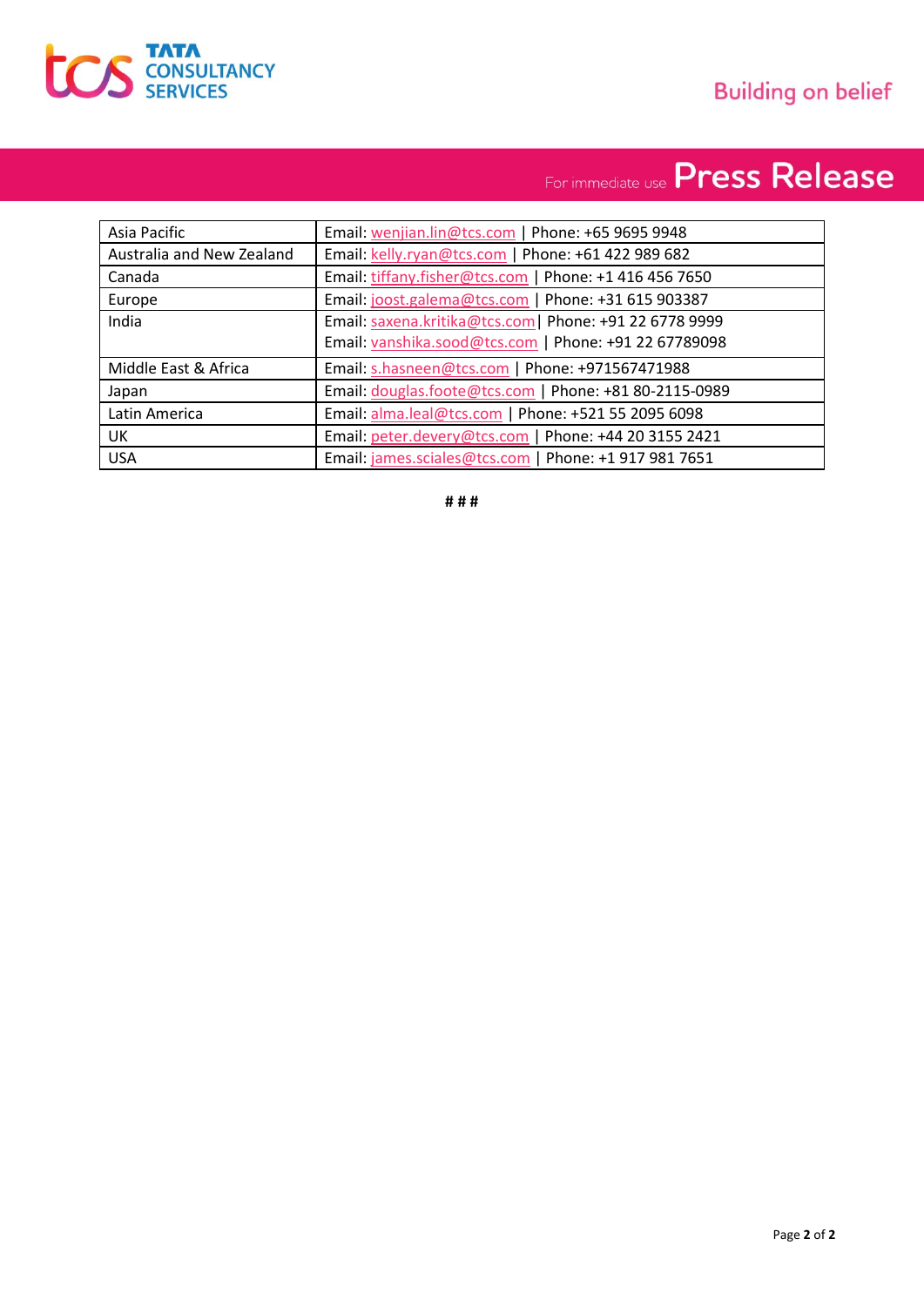| | |
|---|---|
| Asia Pacific | Email: wenjian.lin@tcs.com \| Phone: +65 9695 9948 |
| Australia and New Zealand | Email: kelly.ryan@tcs.com \| Phone: +61 422 989 682 |
| Canada | Email: tiffany.fisher@tcs.com \| Phone: +1 416 456 7650 |
| Europe | Email: joost.galema@tcs.com \| Phone: +31 615 903387 |
| India | Email: saxena.kritika@tcs.com\| Phone: +91 22 6778 9999<br>Email: vanshika.sood@tcs.com \| Phone: +91 22 67789098 |
| Middle East & Africa | Email: s.hasneen@tcs.com \| Phone: +971567471988 |
| Japan | Email: douglas.foote@tcs.com \| Phone: +81 80-2115-0989 |
| Latin America | Email: alma.leal@tcs.com \| Phone: +521 55 2095 6098 |
| UK | Email: peter.devery@tcs.com \| Phone: +44 20 3155 2421 |
| USA | Email: james.sciales@tcs.com \| Phone: +1 917 981 7651 |

**# # #**